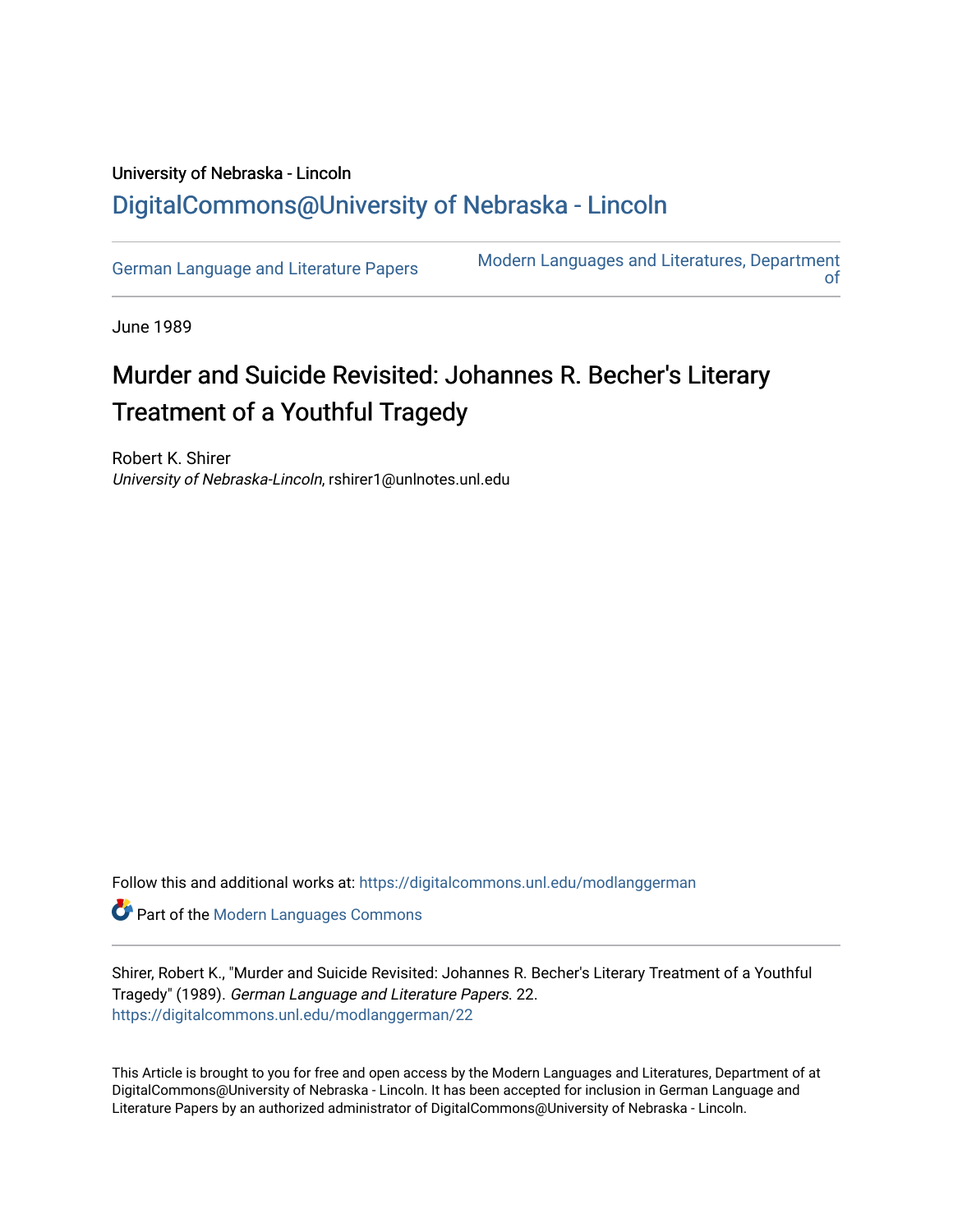University of Nebraska - Lincoln

# DigitalCommons@University of Nebraska - Lincoln

German Language and Literature Papers

Modern Languages and Literatures, Department of

June 1989

# Murder and Suicide Revisited: Johannes R. Becher's Literary Treatment of a Youthful Tragedy

Robert K. Shirer
*University of Nebraska-Lincoln*, rshirer1@unlnotes.unl.edu

Follow this and additional works at: https://digitalcommons.unl.edu/modlanggerman

Part of the Modern Languages Commons

Shirer, Robert K., "Murder and Suicide Revisited: Johannes R. Becher's Literary Treatment of a Youthful Tragedy" (1989). *German Language and Literature Papers*. 22.
https://digitalcommons.unl.edu/modlanggerman/22

This Article is brought to you for free and open access by the Modern Languages and Literatures, Department of at DigitalCommons@University of Nebraska - Lincoln. It has been accepted for inclusion in German Language and Literature Papers by an authorized administrator of DigitalCommons@University of Nebraska - Lincoln.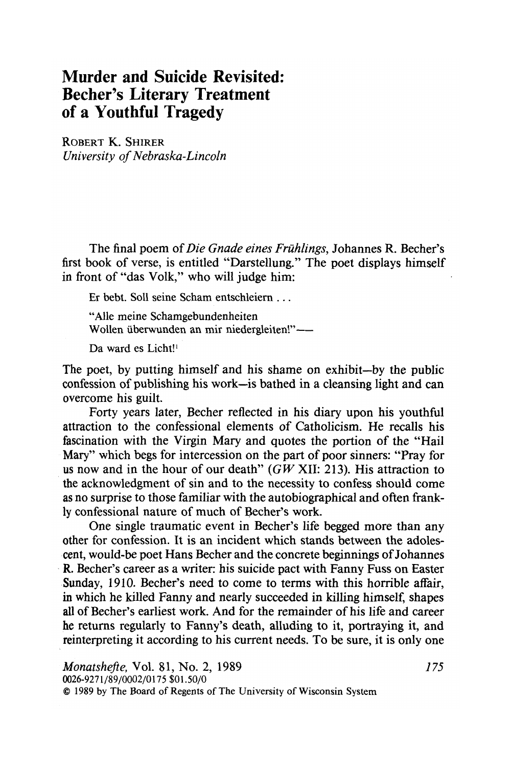# Murder and Suicide Revisited: Becher's Literary Treatment of a Youthful Tragedy

ROBERT K. SHIRER
*University of Nebraska-Lincoln*

The final poem of *Die Gnade eines Frühlings*, Johannes R. Becher's first book of verse, is entitled "Darstellung." The poet displays himself in front of "das Volk," who will judge him:

> Er bebt. Soll seine Scham entschleiern . . .
>
> "Alle meine Schamgebundenheiten
> Wollen überwunden an mir niedergleiten!"—
>
> Da ward es Licht![1]

The poet, by putting himself and his shame on exhibit—by the public confession of publishing his work—is bathed in a cleansing light and can overcome his guilt.

Forty years later, Becher reflected in his diary upon his youthful attraction to the confessional elements of Catholicism. He recalls his fascination with the Virgin Mary and quotes the portion of the "Hail Mary" which begs for intercession on the part of poor sinners: "Pray for us now and in the hour of our death" (*GW* XII: 213). His attraction to the acknowledgment of sin and to the necessity to confess should come as no surprise to those familiar with the autobiographical and often frankly confessional nature of much of Becher's work.

One single traumatic event in Becher's life begged more than any other for confession. It is an incident which stands between the adolescent, would-be poet Hans Becher and the concrete beginnings of Johannes R. Becher's career as a writer: his suicide pact with Fanny Fuss on Easter Sunday, 1910. Becher's need to come to terms with this horrible affair, in which he killed Fanny and nearly succeeded in killing himself, shapes all of Becher's earliest work. And for the remainder of his life and career he returns regularly to Fanny's death, alluding to it, portraying it, and reinterpreting it according to his current needs. To be sure, it is only one

*Monatshefte*, Vol. 81, No. 2, 1989
0026-9271/89/0002/0175 $01.50/0
© 1989 by The Board of Regents of The University of Wisconsin System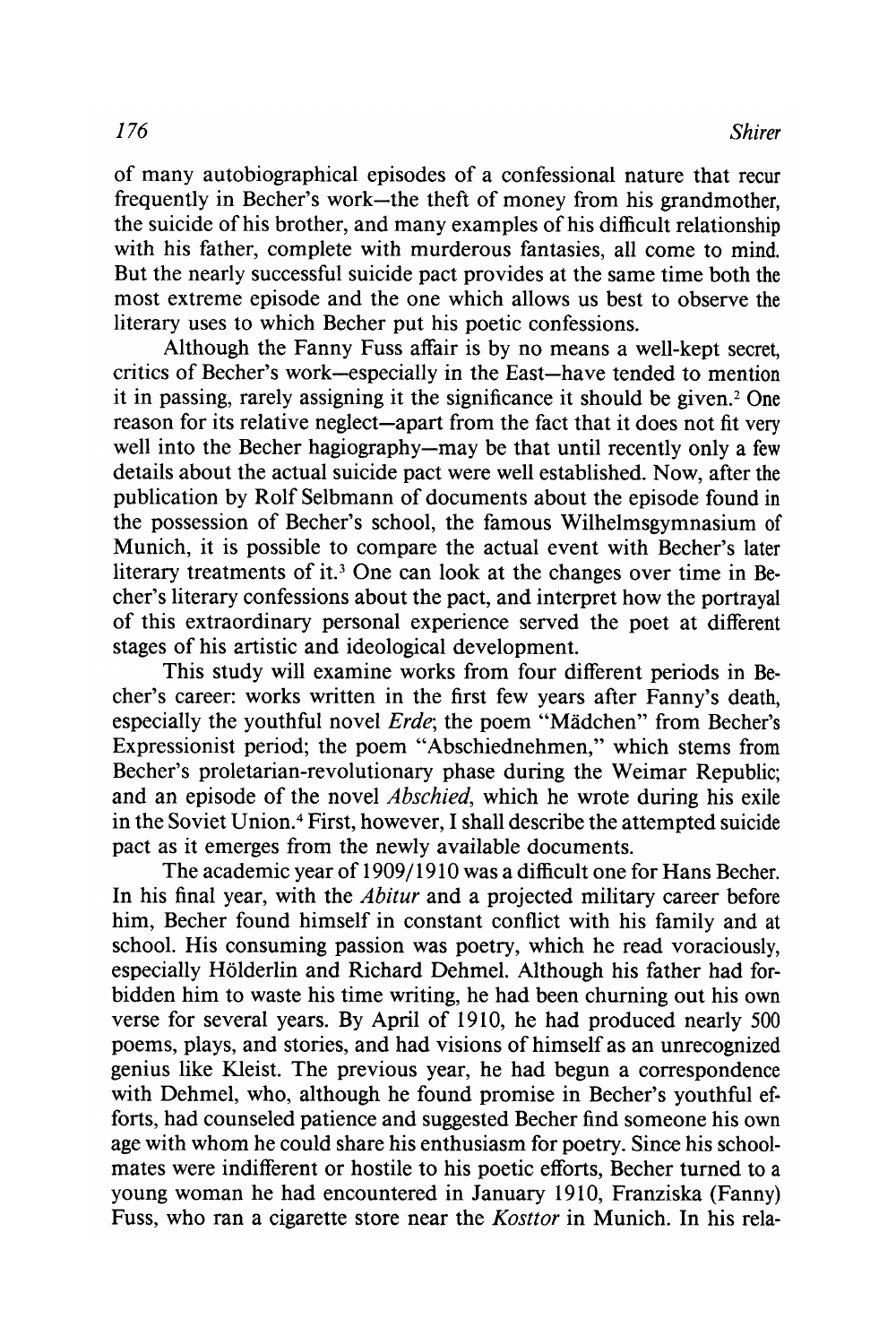of many autobiographical episodes of a confessional nature that recur frequently in Becher's work—the theft of money from his grandmother, the suicide of his brother, and many examples of his difficult relationship with his father, complete with murderous fantasies, all come to mind. But the nearly successful suicide pact provides at the same time both the most extreme episode and the one which allows us best to observe the literary uses to which Becher put his poetic confessions.

Although the Fanny Fuss affair is by no means a well-kept secret, critics of Becher's work—especially in the East—have tended to mention it in passing, rarely assigning it the significance it should be given.[2] One reason for its relative neglect—apart from the fact that it does not fit very well into the Becher hagiography—may be that until recently only a few details about the actual suicide pact were well established. Now, after the publication by Rolf Selbmann of documents about the episode found in the possession of Becher's school, the famous Wilhelmsgymnasium of Munich, it is possible to compare the actual event with Becher's later literary treatments of it.[3] One can look at the changes over time in Becher's literary confessions about the pact, and interpret how the portrayal of this extraordinary personal experience served the poet at different stages of his artistic and ideological development.

This study will examine works from four different periods in Becher's career: works written in the first few years after Fanny's death, especially the youthful novel *Erde*; the poem "Mädchen" from Becher's Expressionist period; the poem "Abschiednehmen," which stems from Becher's proletarian-revolutionary phase during the Weimar Republic; and an episode of the novel *Abschied*, which he wrote during his exile in the Soviet Union.[4] First, however, I shall describe the attempted suicide pact as it emerges from the newly available documents.

The academic year of 1909/1910 was a difficult one for Hans Becher. In his final year, with the *Abitur* and a projected military career before him, Becher found himself in constant conflict with his family and at school. His consuming passion was poetry, which he read voraciously, especially Hölderlin and Richard Dehmel. Although his father had forbidden him to waste his time writing, he had been churning out his own verse for several years. By April of 1910, he had produced nearly 500 poems, plays, and stories, and had visions of himself as an unrecognized genius like Kleist. The previous year, he had begun a correspondence with Dehmel, who, although he found promise in Becher's youthful efforts, had counseled patience and suggested Becher find someone his own age with whom he could share his enthusiasm for poetry. Since his schoolmates were indifferent or hostile to his poetic efforts, Becher turned to a young woman he had encountered in January 1910, Franziska (Fanny) Fuss, who ran a cigarette store near the *Kosttor* in Munich. In his rela-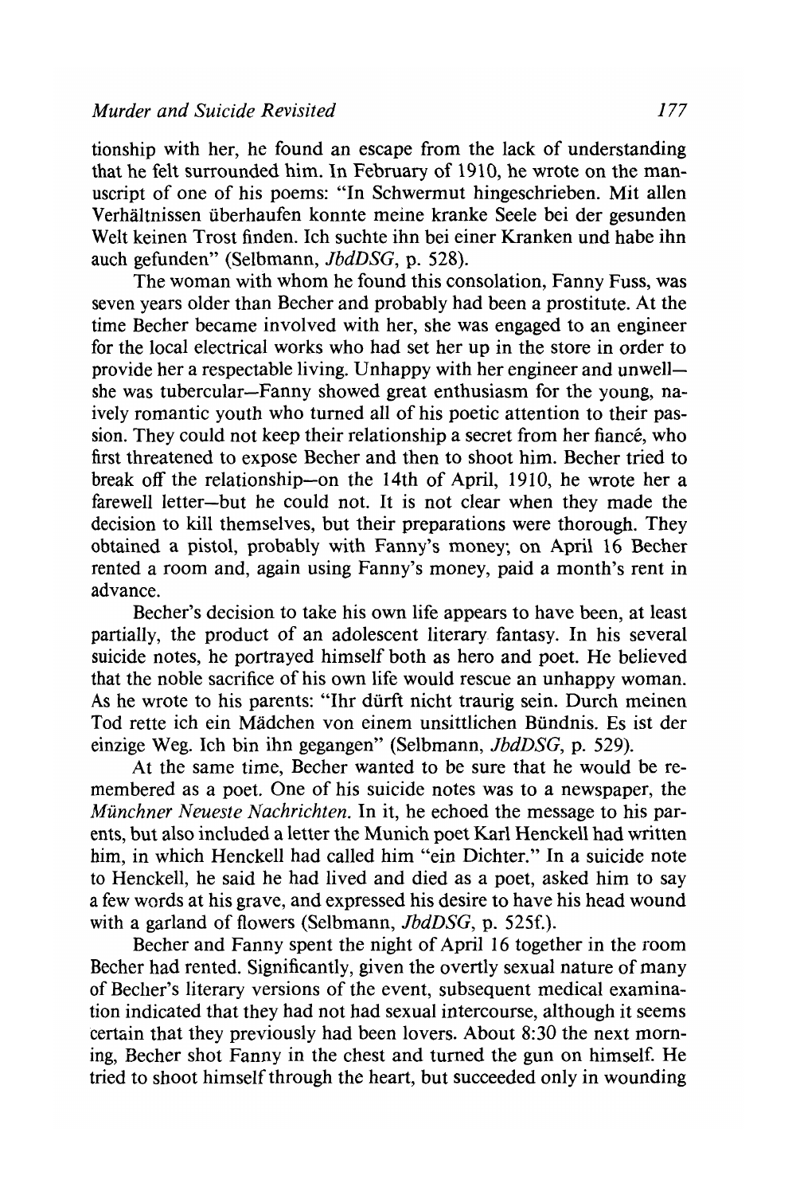tionship with her, he found an escape from the lack of understanding that he felt surrounded him. In February of 1910, he wrote on the manuscript of one of his poems: "In Schwermut hingeschrieben. Mit allen Verhältnissen überhaufen konnte meine kranke Seele bei der gesunden Welt keinen Trost finden. Ich suchte ihn bei einer Kranken und habe ihn auch gefunden" (Selbmann, *JbdDSG*, p. 528).

The woman with whom he found this consolation, Fanny Fuss, was seven years older than Becher and probably had been a prostitute. At the time Becher became involved with her, she was engaged to an engineer for the local electrical works who had set her up in the store in order to provide her a respectable living. Unhappy with her engineer and unwell—she was tubercular—Fanny showed great enthusiasm for the young, naively romantic youth who turned all of his poetic attention to their passion. They could not keep their relationship a secret from her fiancé, who first threatened to expose Becher and then to shoot him. Becher tried to break off the relationship—on the 14th of April, 1910, he wrote her a farewell letter—but he could not. It is not clear when they made the decision to kill themselves, but their preparations were thorough. They obtained a pistol, probably with Fanny's money; on April 16 Becher rented a room and, again using Fanny's money, paid a month's rent in advance.

Becher's decision to take his own life appears to have been, at least partially, the product of an adolescent literary fantasy. In his several suicide notes, he portrayed himself both as hero and poet. He believed that the noble sacrifice of his own life would rescue an unhappy woman. As he wrote to his parents: "Ihr dürft nicht traurig sein. Durch meinen Tod rette ich ein Mädchen von einem unsittlichen Bündnis. Es ist der einzige Weg. Ich bin ihn gegangen" (Selbmann, *JbdDSG*, p. 529).

At the same time, Becher wanted to be sure that he would be remembered as a poet. One of his suicide notes was to a newspaper, the *Münchner Neueste Nachrichten*. In it, he echoed the message to his parents, but also included a letter the Munich poet Karl Henckell had written him, in which Henckell had called him "ein Dichter." In a suicide note to Henckell, he said he had lived and died as a poet, asked him to say a few words at his grave, and expressed his desire to have his head wound with a garland of flowers (Selbmann, *JbdDSG*, p. 525f.).

Becher and Fanny spent the night of April 16 together in the room Becher had rented. Significantly, given the overtly sexual nature of many of Becher's literary versions of the event, subsequent medical examination indicated that they had not had sexual intercourse, although it seems certain that they previously had been lovers. About 8:30 the next morning, Becher shot Fanny in the chest and turned the gun on himself. He tried to shoot himself through the heart, but succeeded only in wounding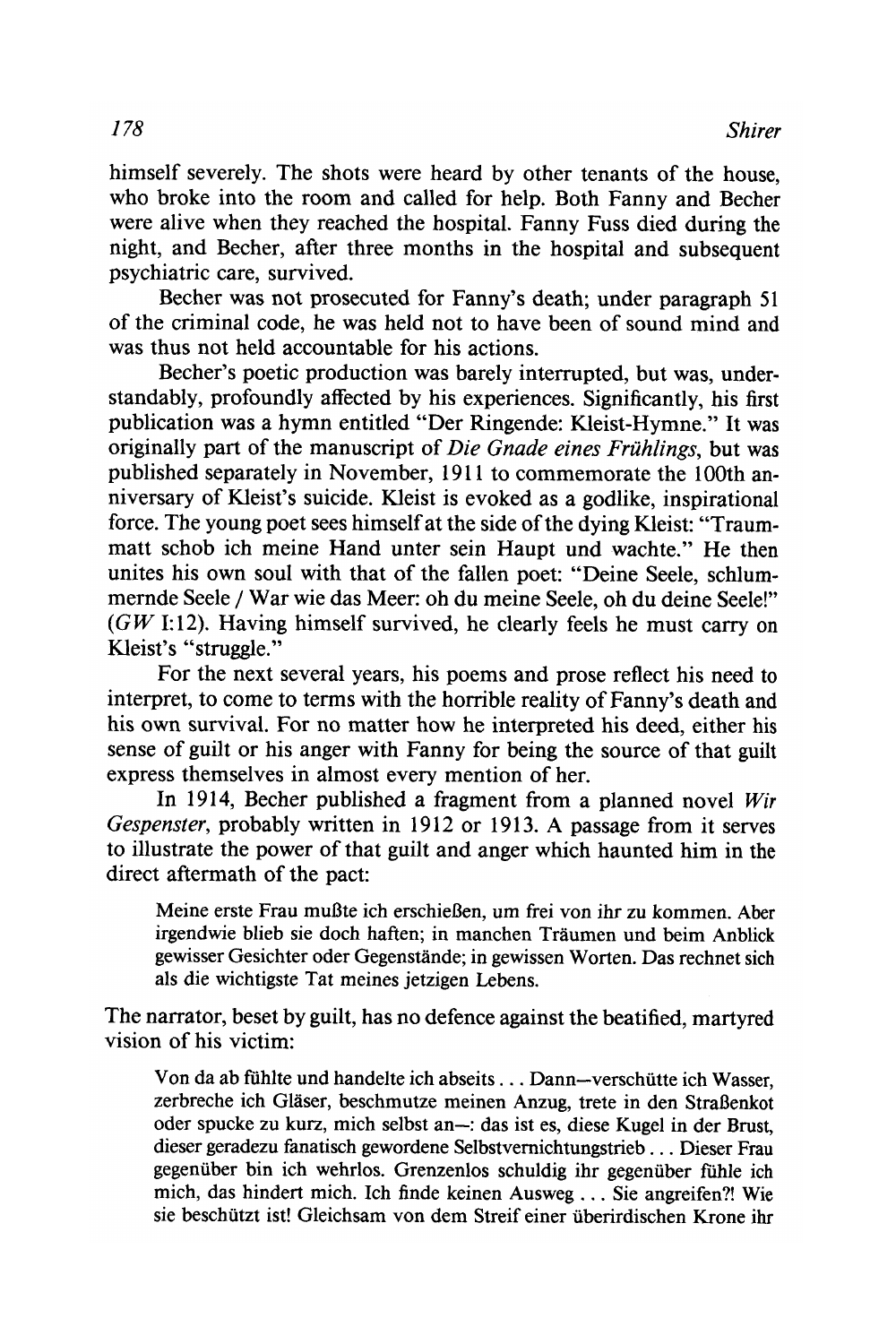himself severely. The shots were heard by other tenants of the house, who broke into the room and called for help. Both Fanny and Becher were alive when they reached the hospital. Fanny Fuss died during the night, and Becher, after three months in the hospital and subsequent psychiatric care, survived.

Becher was not prosecuted for Fanny's death; under paragraph 51 of the criminal code, he was held not to have been of sound mind and was thus not held accountable for his actions.

Becher's poetic production was barely interrupted, but was, understandably, profoundly affected by his experiences. Significantly, his first publication was a hymn entitled "Der Ringende: Kleist-Hymne." It was originally part of the manuscript of *Die Gnade eines Frühlings*, but was published separately in November, 1911 to commemorate the 100th anniversary of Kleist's suicide. Kleist is evoked as a godlike, inspirational force. The young poet sees himself at the side of the dying Kleist: "Traummatt schob ich meine Hand unter sein Haupt und wachte." He then unites his own soul with that of the fallen poet: "Deine Seele, schlummernde Seele / War wie das Meer: oh du meine Seele, oh du deine Seele!" (*GW* I:12). Having himself survived, he clearly feels he must carry on Kleist's "struggle."

For the next several years, his poems and prose reflect his need to interpret, to come to terms with the horrible reality of Fanny's death and his own survival. For no matter how he interpreted his deed, either his sense of guilt or his anger with Fanny for being the source of that guilt express themselves in almost every mention of her.

In 1914, Becher published a fragment from a planned novel *Wir Gespenster*, probably written in 1912 or 1913. A passage from it serves to illustrate the power of that guilt and anger which haunted him in the direct aftermath of the pact:

> Meine erste Frau mußte ich erschießen, um frei von ihr zu kommen. Aber irgendwie blieb sie doch haften; in manchen Träumen und beim Anblick gewisser Gesichter oder Gegenstände; in gewissen Worten. Das rechnet sich als die wichtigste Tat meines jetzigen Lebens.

The narrator, beset by guilt, has no defence against the beatified, martyred vision of his victim:

> Von da ab fühlte und handelte ich abseits . . . Dann—verschütte ich Wasser, zerbreche ich Gläser, beschmutze meinen Anzug, trete in den Straßenkot oder spucke zu kurz, mich selbst an—: das ist es, diese Kugel in der Brust, dieser geradezu fanatisch gewordene Selbstvernichtungstrieb . . . Dieser Frau gegenüber bin ich wehrlos. Grenzenlos schuldig ihr gegenüber fühle ich mich, das hindert mich. Ich finde keinen Ausweg . . . Sie angreifen?! Wie sie beschützt ist! Gleichsam von dem Streif einer überirdischen Krone ihr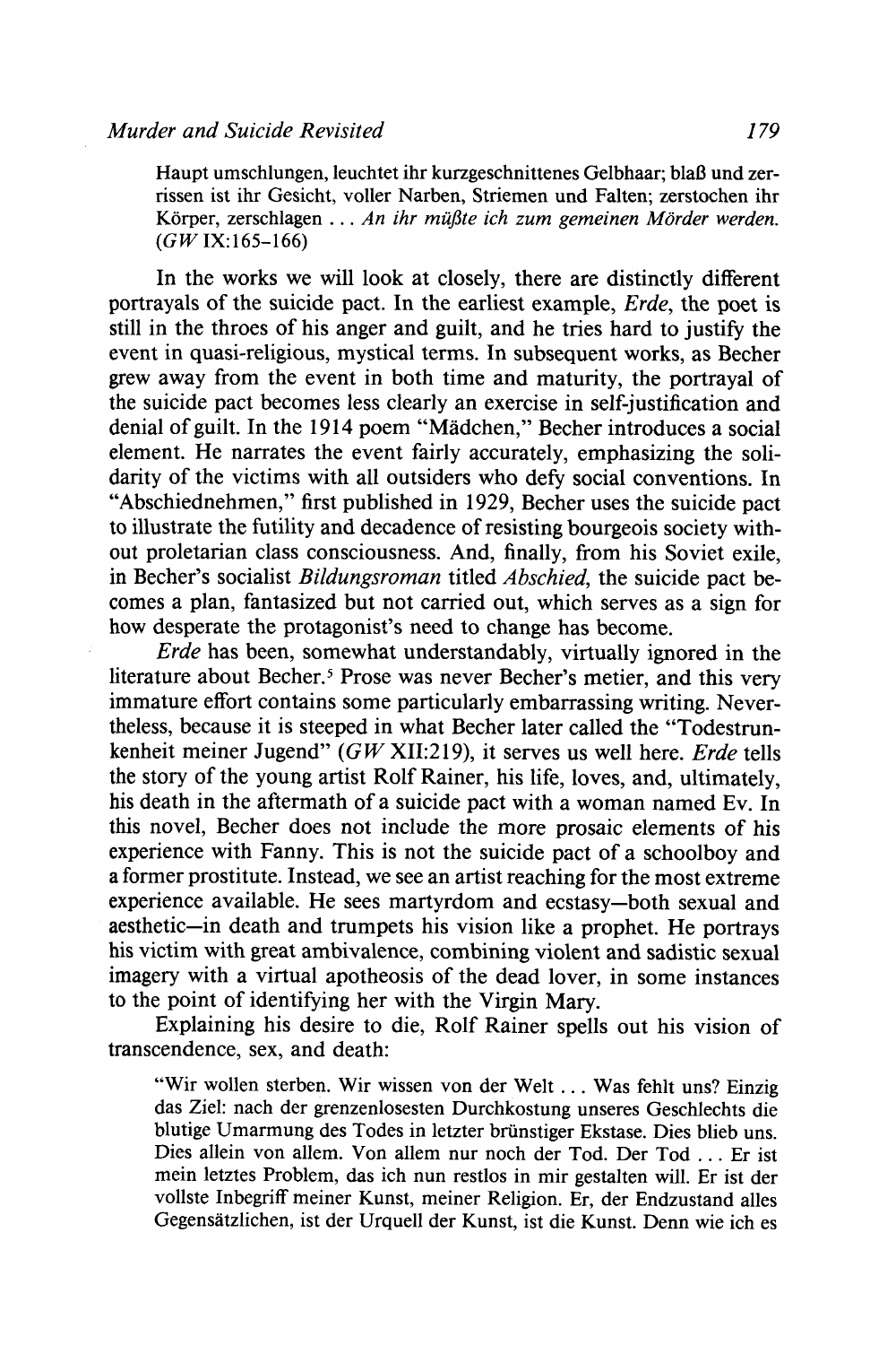> Haupt umschlungen, leuchtet ihr kurzgeschnittenes Gelbhaar; blaß und zerrissen ist ihr Gesicht, voller Narben, Striemen und Falten; zerstochen ihr Körper, zerschlagen ... *An ihr müßte ich zum gemeinen Mörder werden.* (*GW* IX:165–166)

In the works we will look at closely, there are distinctly different portrayals of the suicide pact. In the earliest example, *Erde*, the poet is still in the throes of his anger and guilt, and he tries hard to justify the event in quasi-religious, mystical terms. In subsequent works, as Becher grew away from the event in both time and maturity, the portrayal of the suicide pact becomes less clearly an exercise in self-justification and denial of guilt. In the 1914 poem "Mädchen," Becher introduces a social element. He narrates the event fairly accurately, emphasizing the solidarity of the victims with all outsiders who defy social conventions. In "Abschiednehmen," first published in 1929, Becher uses the suicide pact to illustrate the futility and decadence of resisting bourgeois society without proletarian class consciousness. And, finally, from his Soviet exile, in Becher's socialist *Bildungsroman* titled *Abschied*, the suicide pact becomes a plan, fantasized but not carried out, which serves as a sign for how desperate the protagonist's need to change has become.

*Erde* has been, somewhat understandably, virtually ignored in the literature about Becher.[5] Prose was never Becher's metier, and this very immature effort contains some particularly embarrassing writing. Nevertheless, because it is steeped in what Becher later called the "Todestrunkenheit meiner Jugend" (*GW* XII:219), it serves us well here. *Erde* tells the story of the young artist Rolf Rainer, his life, loves, and, ultimately, his death in the aftermath of a suicide pact with a woman named Ev. In this novel, Becher does not include the more prosaic elements of his experience with Fanny. This is not the suicide pact of a schoolboy and a former prostitute. Instead, we see an artist reaching for the most extreme experience available. He sees martyrdom and ecstasy—both sexual and aesthetic—in death and trumpets his vision like a prophet. He portrays his victim with great ambivalence, combining violent and sadistic sexual imagery with a virtual apotheosis of the dead lover, in some instances to the point of identifying her with the Virgin Mary.

Explaining his desire to die, Rolf Rainer spells out his vision of transcendence, sex, and death:

> "Wir wollen sterben. Wir wissen von der Welt ... Was fehlt uns? Einzig das Ziel: nach der grenzenlosesten Durchkostung unseres Geschlechts die blutige Umarmung des Todes in letzter brünstiger Ekstase. Dies blieb uns. Dies allein von allem. Von allem nur noch der Tod. Der Tod ... Er ist mein letztes Problem, das ich nun restlos in mir gestalten will. Er ist der vollste Inbegriff meiner Kunst, meiner Religion. Er, der Endzustand alles Gegensätzlichen, ist der Urquell der Kunst, ist die Kunst. Denn wie ich es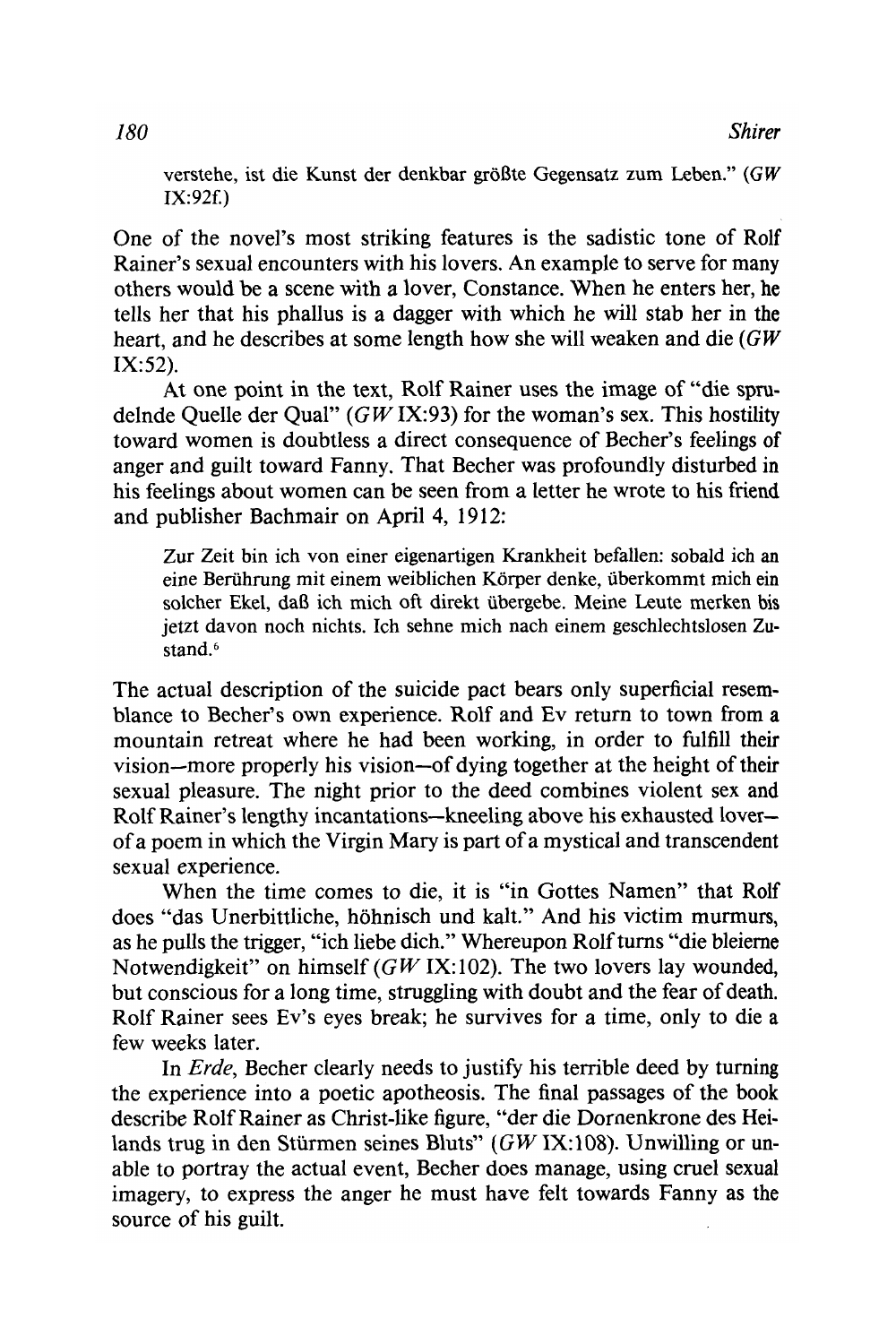verstehe, ist die Kunst der denkbar größte Gegensatz zum Leben." (*GW* IX:92f.)

One of the novel's most striking features is the sadistic tone of Rolf Rainer's sexual encounters with his lovers. An example to serve for many others would be a scene with a lover, Constance. When he enters her, he tells her that his phallus is a dagger with which he will stab her in the heart, and he describes at some length how she will weaken and die (*GW* IX:52).

At one point in the text, Rolf Rainer uses the image of "die sprudelnde Quelle der Qual" (*GW* IX:93) for the woman's sex. This hostility toward women is doubtless a direct consequence of Becher's feelings of anger and guilt toward Fanny. That Becher was profoundly disturbed in his feelings about women can be seen from a letter he wrote to his friend and publisher Bachmair on April 4, 1912:

> Zur Zeit bin ich von einer eigenartigen Krankheit befallen: sobald ich an eine Berührung mit einem weiblichen Körper denke, überkommt mich ein solcher Ekel, daß ich mich oft direkt übergebe. Meine Leute merken bis jetzt davon noch nichts. Ich sehne mich nach einem geschlechtslosen Zustand.[6]

The actual description of the suicide pact bears only superficial resemblance to Becher's own experience. Rolf and Ev return to town from a mountain retreat where he had been working, in order to fulfill their vision—more properly his vision—of dying together at the height of their sexual pleasure. The night prior to the deed combines violent sex and Rolf Rainer's lengthy incantations—kneeling above his exhausted lover—of a poem in which the Virgin Mary is part of a mystical and transcendent sexual experience.

When the time comes to die, it is "in Gottes Namen" that Rolf does "das Unerbittliche, höhnisch und kalt." And his victim murmurs, as he pulls the trigger, "ich liebe dich." Whereupon Rolf turns "die bleierne Notwendigkeit" on himself (*GW* IX:102). The two lovers lay wounded, but conscious for a long time, struggling with doubt and the fear of death. Rolf Rainer sees Ev's eyes break; he survives for a time, only to die a few weeks later.

In *Erde*, Becher clearly needs to justify his terrible deed by turning the experience into a poetic apotheosis. The final passages of the book describe Rolf Rainer as Christ-like figure, "der die Dornenkrone des Heilands trug in den Stürmen seines Bluts" (*GW* IX:108). Unwilling or unable to portray the actual event, Becher does manage, using cruel sexual imagery, to express the anger he must have felt towards Fanny as the source of his guilt.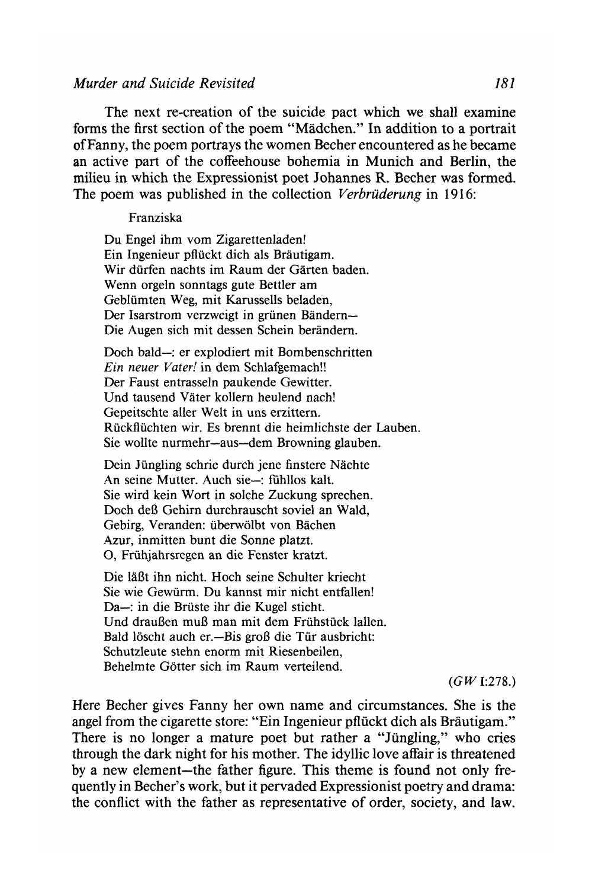The next re-creation of the suicide pact which we shall examine forms the first section of the poem "Mädchen." In addition to a portrait of Fanny, the poem portrays the women Becher encountered as he became an active part of the coffeehouse bohemia in Munich and Berlin, the milieu in which the Expressionist poet Johannes R. Becher was formed. The poem was published in the collection *Verbrüderung* in 1916:

> Franziska
>
> Du Engel ihm vom Zigarettenladen!
> Ein Ingenieur pflückt dich als Bräutigam.
> Wir dürfen nachts im Raum der Gärten baden.
> Wenn orgeln sonntags gute Bettler am
> Geblümten Weg, mit Karussells beladen,
> Der Isarstrom verzweigt in grünen Bändern—
> Die Augen sich mit dessen Schein berändern.
>
> Doch bald—: er explodiert mit Bombenschritten
> *Ein neuer Vater!* in dem Schlafgemach!!
> Der Faust entrasseln paukende Gewitter.
> Und tausend Väter kollern heulend nach!
> Gepeitschte aller Welt in uns erzittern.
> Rückflüchten wir. Es brennt die heimlichste der Lauben.
> Sie wollte nurmehr—aus—dem Browning glauben.
>
> Dein Jüngling schrie durch jene finstere Nächte
> An seine Mutter. Auch sie—: fühllos kalt.
> Sie wird kein Wort in solche Zuckung sprechen.
> Doch deß Gehirn durchrauscht soviel an Wald,
> Gebirg, Veranden: überwölbt von Bächen
> Azur, inmitten bunt die Sonne platzt.
> O, Frühjahrsregen an die Fenster kratzt.
>
> Die läßt ihn nicht. Hoch seine Schulter kriecht
> Sie wie Gewürm. Du kannst mir nicht entfallen!
> Da—: in die Brüste ihr die Kugel sticht.
> Und draußen muß man mit dem Frühstück lallen.
> Bald löscht auch er.—Bis groß die Tür ausbricht:
> Schutzleute stehn enorm mit Riesenbeilen,
> Behelmte Götter sich im Raum verteilend.
>
> (*GW* I:278.)

Here Becher gives Fanny her own name and circumstances. She is the angel from the cigarette store: "Ein Ingenieur pflückt dich als Bräutigam." There is no longer a mature poet but rather a "Jüngling," who cries through the dark night for his mother. The idyllic love affair is threatened by a new element—the father figure. This theme is found not only frequently in Becher's work, but it pervaded Expressionist poetry and drama: the conflict with the father as representative of order, society, and law.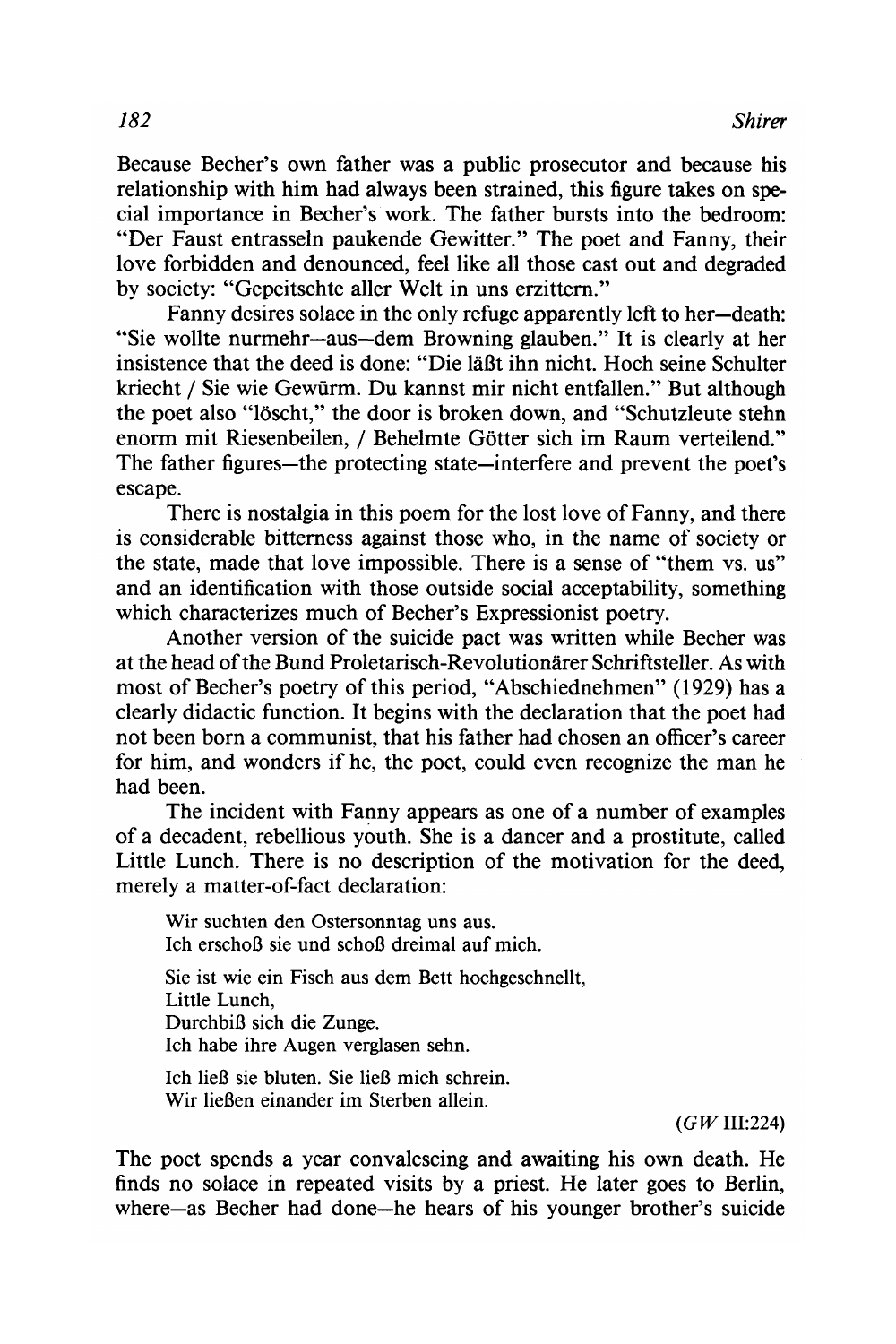Because Becher's own father was a public prosecutor and because his relationship with him had always been strained, this figure takes on special importance in Becher's work. The father bursts into the bedroom: "Der Faust entrasseln paukende Gewitter." The poet and Fanny, their love forbidden and denounced, feel like all those cast out and degraded by society: "Gepeitschte aller Welt in uns erzittern."

Fanny desires solace in the only refuge apparently left to her—death: "Sie wollte nurmehr—aus—dem Browning glauben." It is clearly at her insistence that the deed is done: "Die läßt ihn nicht. Hoch seine Schulter kriecht / Sie wie Gewürm. Du kannst mir nicht entfallen." But although the poet also "löscht," the door is broken down, and "Schutzleute stehn enorm mit Riesenbeilen, / Behelmte Götter sich im Raum verteilend." The father figures—the protecting state—interfere and prevent the poet's escape.

There is nostalgia in this poem for the lost love of Fanny, and there is considerable bitterness against those who, in the name of society or the state, made that love impossible. There is a sense of "them vs. us" and an identification with those outside social acceptability, something which characterizes much of Becher's Expressionist poetry.

Another version of the suicide pact was written while Becher was at the head of the Bund Proletarisch-Revolutionärer Schriftsteller. As with most of Becher's poetry of this period, "Abschiednehmen" (1929) has a clearly didactic function. It begins with the declaration that the poet had not been born a communist, that his father had chosen an officer's career for him, and wonders if he, the poet, could even recognize the man he had been.

The incident with Fanny appears as one of a number of examples of a decadent, rebellious youth. She is a dancer and a prostitute, called Little Lunch. There is no description of the motivation for the deed, merely a matter-of-fact declaration:

> Wir suchten den Ostersonntag uns aus.
> Ich erschoß sie und schoß dreimal auf mich.
>
> Sie ist wie ein Fisch aus dem Bett hochgeschnellt,
> Little Lunch,
> Durchbiß sich die Zunge.
> Ich habe ihre Augen verglasen sehn.
>
> Ich ließ sie bluten. Sie ließ mich schrein.
> Wir ließen einander im Sterben allein.
>
> (*GW* III:224)

The poet spends a year convalescing and awaiting his own death. He finds no solace in repeated visits by a priest. He later goes to Berlin, where—as Becher had done—he hears of his younger brother's suicide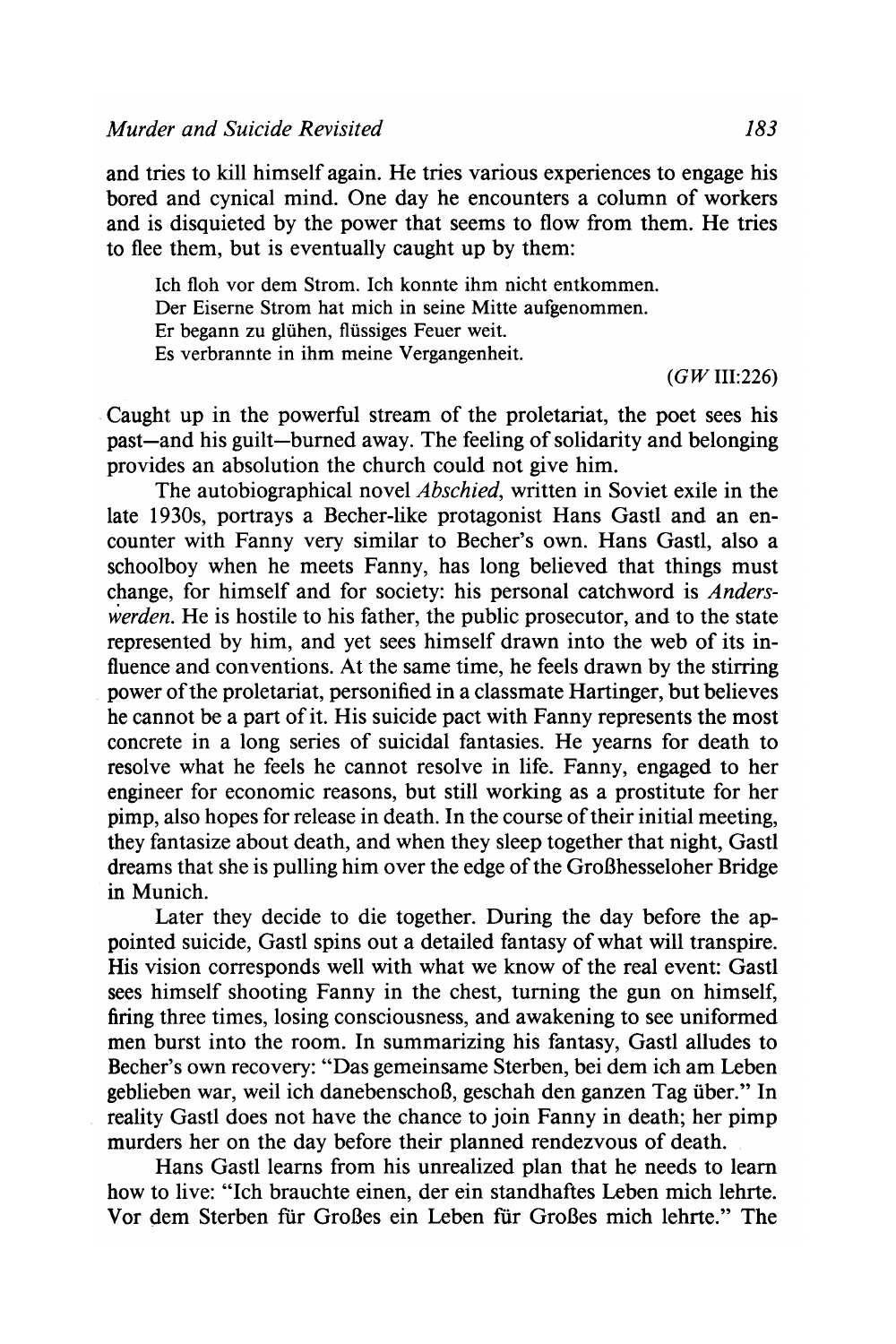and tries to kill himself again. He tries various experiences to engage his bored and cynical mind. One day he encounters a column of workers and is disquieted by the power that seems to flow from them. He tries to flee them, but is eventually caught up by them:

> Ich floh vor dem Strom. Ich konnte ihm nicht entkommen.
> Der Eiserne Strom hat mich in seine Mitte aufgenommen.
> Er begann zu glühen, flüssiges Feuer weit.
> Es verbrannte in ihm meine Vergangenheit.
>
> (*GW* III:226)

Caught up in the powerful stream of the proletariat, the poet sees his past—and his guilt—burned away. The feeling of solidarity and belonging provides an absolution the church could not give him.

The autobiographical novel *Abschied*, written in Soviet exile in the late 1930s, portrays a Becher-like protagonist Hans Gastl and an encounter with Fanny very similar to Becher's own. Hans Gastl, also a schoolboy when he meets Fanny, has long believed that things must change, for himself and for society: his personal catchword is *Anderswerden*. He is hostile to his father, the public prosecutor, and to the state represented by him, and yet sees himself drawn into the web of its influence and conventions. At the same time, he feels drawn by the stirring power of the proletariat, personified in a classmate Hartinger, but believes he cannot be a part of it. His suicide pact with Fanny represents the most concrete in a long series of suicidal fantasies. He yearns for death to resolve what he feels he cannot resolve in life. Fanny, engaged to her engineer for economic reasons, but still working as a prostitute for her pimp, also hopes for release in death. In the course of their initial meeting, they fantasize about death, and when they sleep together that night, Gastl dreams that she is pulling him over the edge of the Großhesseloher Bridge in Munich.

Later they decide to die together. During the day before the appointed suicide, Gastl spins out a detailed fantasy of what will transpire. His vision corresponds well with what we know of the real event: Gastl sees himself shooting Fanny in the chest, turning the gun on himself, firing three times, losing consciousness, and awakening to see uniformed men burst into the room. In summarizing his fantasy, Gastl alludes to Becher's own recovery: "Das gemeinsame Sterben, bei dem ich am Leben geblieben war, weil ich danebenschoß, geschah den ganzen Tag über." In reality Gastl does not have the chance to join Fanny in death; her pimp murders her on the day before their planned rendezvous of death.

Hans Gastl learns from his unrealized plan that he needs to learn how to live: "Ich brauchte einen, der ein standhaftes Leben mich lehrte. Vor dem Sterben für Großes ein Leben für Großes mich lehrte." The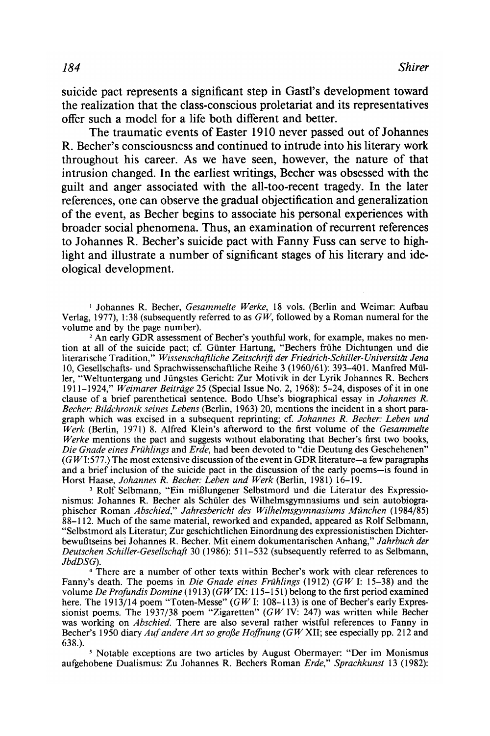suicide pact represents a significant step in Gastl's development toward the realization that the class-conscious proletariat and its representatives offer such a model for a life both different and better.

The traumatic events of Easter 1910 never passed out of Johannes R. Becher's consciousness and continued to intrude into his literary work throughout his career. As we have seen, however, the nature of that intrusion changed. In the earliest writings, Becher was obsessed with the guilt and anger associated with the all-too-recent tragedy. In the later references, one can observe the gradual objectification and generalization of the event, as Becher begins to associate his personal experiences with broader social phenomena. Thus, an examination of recurrent references to Johannes R. Becher's suicide pact with Fanny Fuss can serve to highlight and illustrate a number of significant stages of his literary and ideological development.

[1] Johannes R. Becher, *Gesammelte Werke*, 18 vols. (Berlin and Weimar: Aufbau Verlag, 1977), 1:38 (subsequently referred to as *GW*, followed by a Roman numeral for the volume and by the page number).

[2] An early GDR assessment of Becher's youthful work, for example, makes no mention at all of the suicide pact; cf. Günter Hartung, "Bechers frühe Dichtungen und die literarische Tradition," *Wissenschaftliche Zeitschrift der Friedrich-Schiller-Universität Jena* 10, Gesellschafts- und Sprachwissenschaftliche Reihe 3 (1960/61): 393–401. Manfred Müller, "Weltuntergang und Jüngstes Gericht: Zur Motivik in der Lyrik Johannes R. Bechers 1911–1924," *Weimarer Beiträge* 25 (Special Issue No. 2, 1968): 5–24, disposes of it in one clause of a brief parenthetical sentence. Bodo Uhse's biographical essay in *Johannes R. Becher: Bildchronik seines Lebens* (Berlin, 1963) 20, mentions the incident in a short paragraph which was excised in a subsequent reprinting; cf. *Johannes R. Becher: Leben und Werk* (Berlin, 1971) 8. Alfred Klein's afterword to the first volume of the *Gesammelte Werke* mentions the pact and suggests without elaborating that Becher's first two books, *Die Gnade eines Frühlings* and *Erde*, had been devoted to "die Deutung des Geschehenen" (*GW* I:577.) The most extensive discussion of the event in GDR literature—a few paragraphs and a brief inclusion of the suicide pact in the discussion of the early poems—is found in Horst Haase, *Johannes R. Becher: Leben und Werk* (Berlin, 1981) 16–19.

[3] Rolf Selbmann, "Ein mißlungener Selbstmord und die Literatur des Expressionismus: Johannes R. Becher als Schüler des Wilhelmsgymnasiums und sein autobiographischer Roman *Abschied*," *Jahresbericht des Wilhelmsgymnasiums München* (1984/85) 88–112. Much of the same material, reworked and expanded, appeared as Rolf Selbmann, "Selbstmord als Literatur; Zur geschichtlichen Einordnung des expressionistischen Dichterbewußtseins bei Johannes R. Becher. Mit einem dokumentarischen Anhang," *Jahrbuch der Deutschen Schiller-Gesellschaft* 30 (1986): 511–532 (subsequently referred to as Selbmann, *JbdDSG*).

[4] There are a number of other texts within Becher's work with clear references to Fanny's death. The poems in *Die Gnade eines Frühlings* (1912) (*GW* I: 15–38) and the volume *De Profundis Domine* (1913) (*GW* IX: 115–151) belong to the first period examined here. The 1913/14 poem "Toten-Messe" (*GW* I: 108–113) is one of Becher's early Expressionist poems. The 1937/38 poem "Zigaretten" (*GW* IV: 247) was written while Becher was working on *Abschied*. There are also several rather wistful references to Fanny in Becher's 1950 diary *Auf andere Art so große Hoffnung* (*GW* XII; see especially pp. 212 and 638.).

[5] Notable exceptions are two articles by August Obermayer: "Der im Monismus aufgehobene Dualismus: Zu Johannes R. Bechers Roman *Erde*," *Sprachkunst* 13 (1982):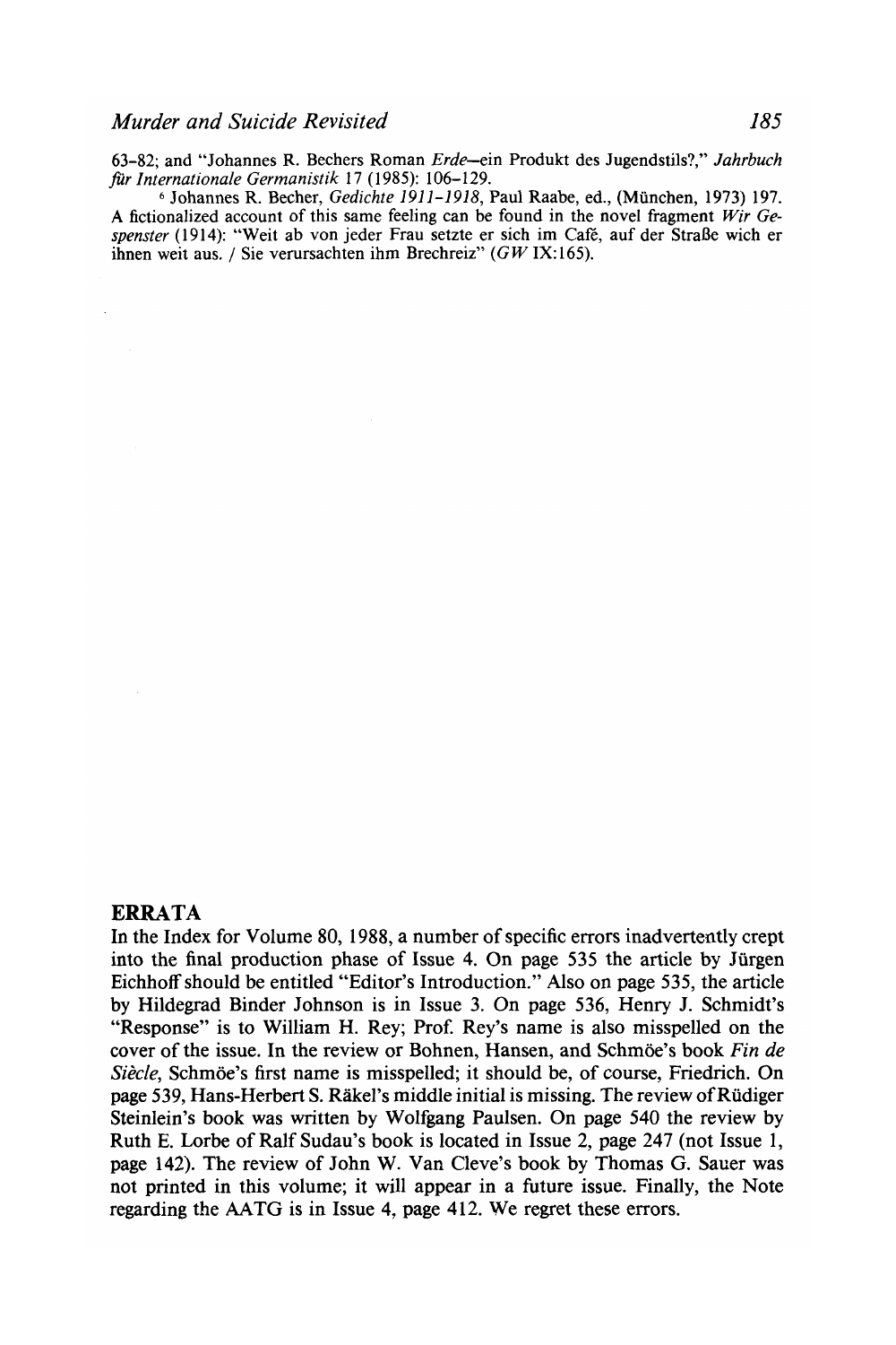63–82; and "Johannes R. Bechers Roman *Erde*—ein Produkt des Jugendstils?," *Jahrbuch für Internationale Germanistik* 17 (1985): 106–129.

[6] Johannes R. Becher, *Gedichte 1911–1918*, Paul Raabe, ed., (München, 1973) 197. A fictionalized account of this same feeling can be found in the novel fragment *Wir Gespenster* (1914): "Weit ab von jeder Frau setzte er sich im Café, auf der Straße wich er ihnen weit aus. / Sie verursachten ihm Brechreiz" (*GW* IX:165).

## ERRATA

In the Index for Volume 80, 1988, a number of specific errors inadvertently crept into the final production phase of Issue 4. On page 535 the article by Jürgen Eichhoff should be entitled "Editor's Introduction." Also on page 535, the article by Hildegrad Binder Johnson is in Issue 3. On page 536, Henry J. Schmidt's "Response" is to William H. Rey; Prof. Rey's name is also misspelled on the cover of the issue. In the review or Bohnen, Hansen, and Schmöe's book *Fin de Siècle*, Schmöe's first name is misspelled; it should be, of course, Friedrich. On page 539, Hans-Herbert S. Räkel's middle initial is missing. The review of Rüdiger Steinlein's book was written by Wolfgang Paulsen. On page 540 the review by Ruth E. Lorbe of Ralf Sudau's book is located in Issue 2, page 247 (not Issue 1, page 142). The review of John W. Van Cleve's book by Thomas G. Sauer was not printed in this volume; it will appear in a future issue. Finally, the Note regarding the AATG is in Issue 4, page 412. We regret these errors.